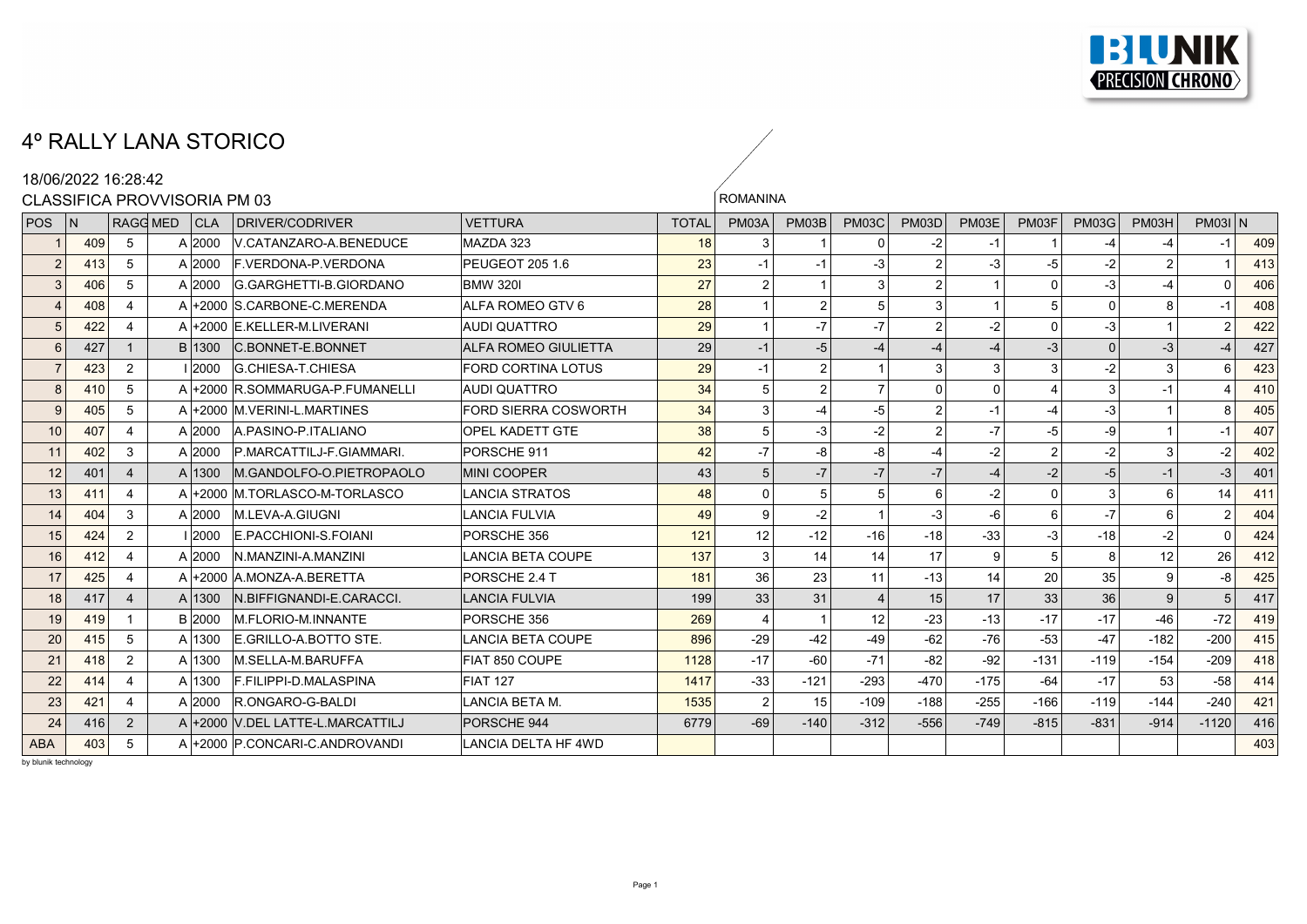# 4º RALLY LANA STORICO

18/06/2022 16:28:42

CLASSIFICA PROVVISORIA PM 03

ROMANINA

| POS | N | RAGG | MED | CLA | DRIVER/CODRIVER | VETTURA | TOTAL | PM03A | PM03B | PM03C | PM03D | PM03E | PM03F | PM03G | PM03H | PM03I | N |
|---|---|---|---|---|---|---|---|---|---|---|---|---|---|---|---|---|---|
| 1 | 409 | 5 | A | 2000 | V.CATANZARO-A.BENEDUCE | MAZDA 323 | 18 | 3 | 1 | 0 | -2 | -1 | 1 | -4 | -4 | -1 | 409 |
| 2 | 413 | 5 | A | 2000 | F.VERDONA-P.VERDONA | PEUGEOT 205 1.6 | 23 | -1 | -1 | -3 | 2 | -3 | -5 | -2 | 2 | 1 | 413 |
| 3 | 406 | 5 | A | 2000 | G.GARGHETTI-B.GIORDANO | BMW 320I | 27 | 2 | 1 | 3 | 2 | 1 | 0 | -3 | -4 | 0 | 406 |
| 4 | 408 | 4 | A | +2000 | S.CARBONE-C.MERENDA | ALFA ROMEO GTV 6 | 28 | 1 | 2 | 5 | 3 | 1 | 5 | 0 | 8 | -1 | 408 |
| 5 | 422 | 4 | A | +2000 | E.KELLER-M.LIVERANI | AUDI QUATTRO | 29 | 1 | -7 | -7 | 2 | -2 | 0 | -3 | 1 | 2 | 422 |
| 6 | 427 | 1 | B | 1300 | C.BONNET-E.BONNET | ALFA ROMEO GIULIETTA | 29 | -1 | -5 | -4 | -4 | -4 | -3 | 0 | -3 | -4 | 427 |
| 7 | 423 | 2 | I | 2000 | G.CHIESA-T.CHIESA | FORD CORTINA LOTUS | 29 | -1 | 2 | 1 | 3 | 3 | 3 | -2 | 3 | 6 | 423 |
| 8 | 410 | 5 | A | +2000 | R.SOMMARUGA-P.FUMANELLI | AUDI QUATTRO | 34 | 5 | 2 | 7 | 0 | 0 | 4 | 3 | -1 | 4 | 410 |
| 9 | 405 | 5 | A | +2000 | M.VERINI-L.MARTINES | FORD SIERRA COSWORTH | 34 | 3 | -4 | -5 | 2 | -1 | -4 | -3 | 1 | 8 | 405 |
| 10 | 407 | 4 | A | 2000 | A.PASINO-P.ITALIANO | OPEL KADETT GTE | 38 | 5 | -3 | -2 | 2 | -7 | -5 | -9 | 1 | -1 | 407 |
| 11 | 402 | 3 | A | 2000 | P.MARCATTILJ-F.GIAMMARI. | PORSCHE 911 | 42 | -7 | -8 | -8 | -4 | -2 | 2 | -2 | 3 | -2 | 402 |
| 12 | 401 | 4 | A | 1300 | M.GANDOLFO-O.PIETROPAOLO | MINI COOPER | 43 | 5 | -7 | -7 | -7 | -4 | -2 | -5 | -1 | -3 | 401 |
| 13 | 411 | 4 | A | +2000 | M.TORLASCO-M-TORLASCO | LANCIA STRATOS | 48 | 0 | 5 | 5 | 6 | -2 | 0 | 3 | 6 | 14 | 411 |
| 14 | 404 | 3 | A | 2000 | M.LEVA-A.GIUGNI | LANCIA FULVIA | 49 | 9 | -2 | 1 | -3 | -6 | 6 | -7 | 6 | 2 | 404 |
| 15 | 424 | 2 | I | 2000 | E.PACCHIONI-S.FOIANI | PORSCHE 356 | 121 | 12 | -12 | -16 | -18 | -33 | -3 | -18 | -2 | 0 | 424 |
| 16 | 412 | 4 | A | 2000 | N.MANZINI-A.MANZINI | LANCIA BETA COUPE | 137 | 3 | 14 | 14 | 17 | 9 | 5 | 8 | 12 | 26 | 412 |
| 17 | 425 | 4 | A | +2000 | A.MONZA-A.BERETTA | PORSCHE 2.4 T | 181 | 36 | 23 | 11 | -13 | 14 | 20 | 35 | 9 | -8 | 425 |
| 18 | 417 | 4 | A | 1300 | N.BIFFIGNANDI-E.CARACCI. | LANCIA FULVIA | 199 | 33 | 31 | 4 | 15 | 17 | 33 | 36 | 9 | 5 | 417 |
| 19 | 419 | 1 | B | 2000 | M.FLORIO-M.INNANTE | PORSCHE 356 | 269 | 4 | 1 | 12 | -23 | -13 | -17 | -17 | -46 | -72 | 419 |
| 20 | 415 | 5 | A | 1300 | E.GRILLO-A.BOTTO STE. | LANCIA BETA COUPE | 896 | -29 | -42 | -49 | -62 | -76 | -53 | -47 | -182 | -200 | 415 |
| 21 | 418 | 2 | A | 1300 | M.SELLA-M.BARUFFA | FIAT 850 COUPE | 1128 | -17 | -60 | -71 | -82 | -92 | -131 | -119 | -154 | -209 | 418 |
| 22 | 414 | 4 | A | 1300 | F.FILIPPI-D.MALASPINA | FIAT 127 | 1417 | -33 | -121 | -293 | -470 | -175 | -64 | -17 | 53 | -58 | 414 |
| 23 | 421 | 4 | A | 2000 | R.ONGARO-G-BALDI | LANCIA BETA M. | 1535 | 2 | 15 | -109 | -188 | -255 | -166 | -119 | -144 | -240 | 421 |
| 24 | 416 | 2 | A | +2000 | V.DEL LATTE-L.MARCATTILJ | PORSCHE 944 | 6779 | -69 | -140 | -312 | -556 | -749 | -815 | -831 | -914 | -1120 | 416 |
| ABA | 403 | 5 | A | +2000 | P.CONCARI-C.ANDROVANDI | LANCIA DELTA HF 4WD | | | | | | | | | | | 403 |

by blunik technology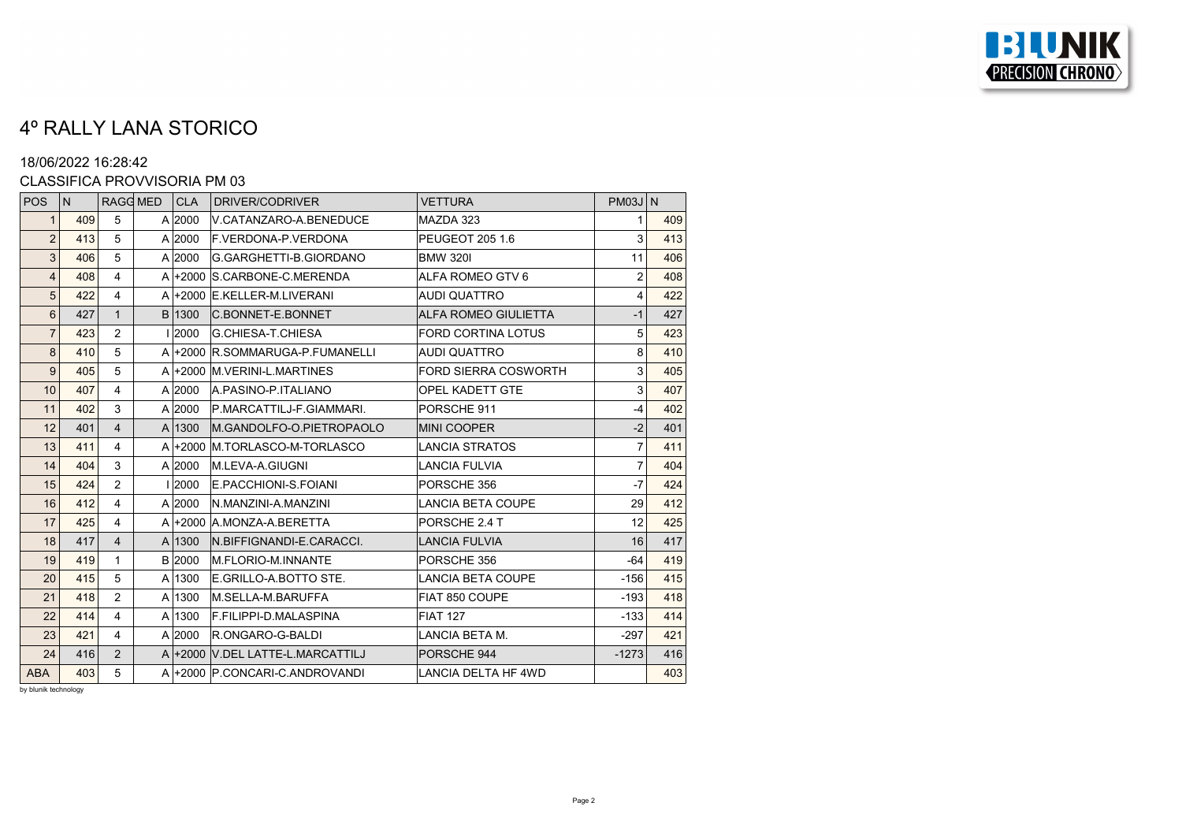# 4º RALLY LANA STORICO

18/06/2022 16:28:42

CLASSIFICA PROVVISORIA PM 03

| POS | N | RAGG | MED | CLA | DRIVER/CODRIVER | VETTURA | PM03J | N |
|---|---|---|---|---|---|---|---|---|
| 1 | 409 | 5 | A | 2000 | V.CATANZARO-A.BENEDUCE | MAZDA 323 | 1 | 409 |
| 2 | 413 | 5 | A | 2000 | F.VERDONA-P.VERDONA | PEUGEOT 205 1.6 | 3 | 413 |
| 3 | 406 | 5 | A | 2000 | G.GARGHETTI-B.GIORDANO | BMW 320I | 11 | 406 |
| 4 | 408 | 4 | A | +2000 | S.CARBONE-C.MERENDA | ALFA ROMEO GTV 6 | 2 | 408 |
| 5 | 422 | 4 | A | +2000 | E.KELLER-M.LIVERANI | AUDI QUATTRO | 4 | 422 |
| 6 | 427 | 1 | B | 1300 | C.BONNET-E.BONNET | ALFA ROMEO GIULIETTA | -1 | 427 |
| 7 | 423 | 2 | I | 2000 | G.CHIESA-T.CHIESA | FORD CORTINA LOTUS | 5 | 423 |
| 8 | 410 | 5 | A | +2000 | R.SOMMARUGA-P.FUMANELLI | AUDI QUATTRO | 8 | 410 |
| 9 | 405 | 5 | A | +2000 | M.VERINI-L.MARTINES | FORD SIERRA COSWORTH | 3 | 405 |
| 10 | 407 | 4 | A | 2000 | A.PASINO-P.ITALIANO | OPEL KADETT GTE | 3 | 407 |
| 11 | 402 | 3 | A | 2000 | P.MARCATTILJ-F.GIAMMARI. | PORSCHE 911 | -4 | 402 |
| 12 | 401 | 4 | A | 1300 | M.GANDOLFO-O.PIETROPAOLO | MINI COOPER | -2 | 401 |
| 13 | 411 | 4 | A | +2000 | M.TORLASCO-M-TORLASCO | LANCIA STRATOS | 7 | 411 |
| 14 | 404 | 3 | A | 2000 | M.LEVA-A.GIUGNI | LANCIA FULVIA | 7 | 404 |
| 15 | 424 | 2 | I | 2000 | E.PACCHIONI-S.FOIANI | PORSCHE 356 | -7 | 424 |
| 16 | 412 | 4 | A | 2000 | N.MANZINI-A.MANZINI | LANCIA BETA COUPE | 29 | 412 |
| 17 | 425 | 4 | A | +2000 | A.MONZA-A.BERETTA | PORSCHE 2.4 T | 12 | 425 |
| 18 | 417 | 4 | A | 1300 | N.BIFFIGNANDI-E.CARACCI. | LANCIA FULVIA | 16 | 417 |
| 19 | 419 | 1 | B | 2000 | M.FLORIO-M.INNANTE | PORSCHE 356 | -64 | 419 |
| 20 | 415 | 5 | A | 1300 | E.GRILLO-A.BOTTO STE. | LANCIA BETA COUPE | -156 | 415 |
| 21 | 418 | 2 | A | 1300 | M.SELLA-M.BARUFFA | FIAT 850 COUPE | -193 | 418 |
| 22 | 414 | 4 | A | 1300 | F.FILIPPI-D.MALASPINA | FIAT 127 | -133 | 414 |
| 23 | 421 | 4 | A | 2000 | R.ONGARO-G-BALDI | LANCIA BETA M. | -297 | 421 |
| 24 | 416 | 2 | A | +2000 | V.DEL LATTE-L.MARCATTILJ | PORSCHE 944 | -1273 | 416 |
| ABA | 403 | 5 | A | +2000 | P.CONCARI-C.ANDROVANDI | LANCIA DELTA HF 4WD | | 403 |

by blunik technology